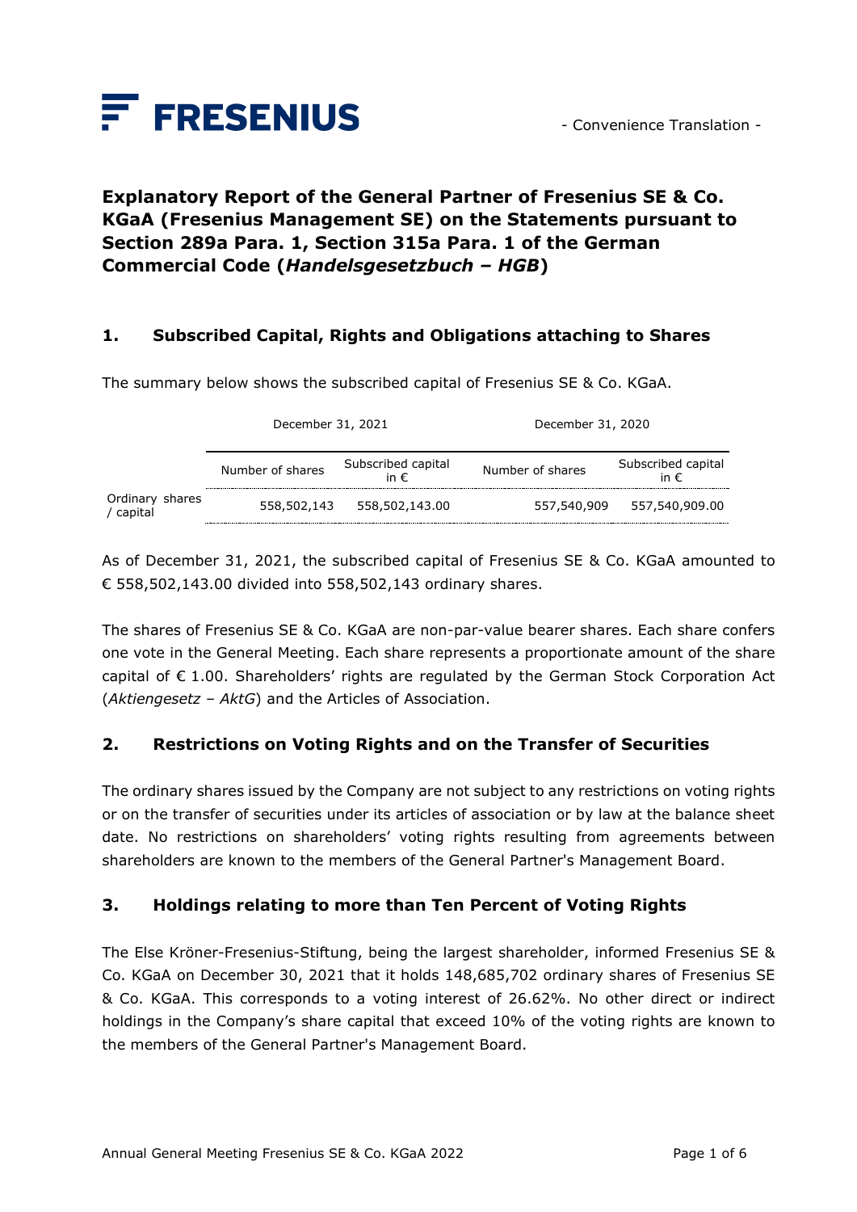FRESENIUS

- Convenience Translation -

# Explanatory Report of the General Partner of Fresenius SE & Co. KGaA (Fresenius Management SE) on the Statements pursuant to Section 289a Para. 1, Section 315a Para. 1 of the German Commercial Code (*Handelsgesetzbuch – HGB*)

## 1. Subscribed Capital, Rights and Obligations attaching to Shares

The summary below shows the subscribed capital of Fresenius SE & Co. KGaA.

| | December 31, 2021 | | December 31, 2020 | |
|---|---|---|---|---|
| | Number of shares | Subscribed capital in € | Number of shares | Subscribed capital in € |
| Ordinary shares / capital | 558,502,143 | 558,502,143.00 | 557,540,909 | 557,540,909.00 |

As of December 31, 2021, the subscribed capital of Fresenius SE & Co. KGaA amounted to € 558,502,143.00 divided into 558,502,143 ordinary shares.

The shares of Fresenius SE & Co. KGaA are non-par-value bearer shares. Each share confers one vote in the General Meeting. Each share represents a proportionate amount of the share capital of € 1.00. Shareholders' rights are regulated by the German Stock Corporation Act (*Aktiengesetz – AktG*) and the Articles of Association.

## 2. Restrictions on Voting Rights and on the Transfer of Securities

The ordinary shares issued by the Company are not subject to any restrictions on voting rights or on the transfer of securities under its articles of association or by law at the balance sheet date. No restrictions on shareholders' voting rights resulting from agreements between shareholders are known to the members of the General Partner's Management Board.

## 3. Holdings relating to more than Ten Percent of Voting Rights

The Else Kröner-Fresenius-Stiftung, being the largest shareholder, informed Fresenius SE & Co. KGaA on December 30, 2021 that it holds 148,685,702 ordinary shares of Fresenius SE & Co. KGaA. This corresponds to a voting interest of 26.62%. No other direct or indirect holdings in the Company's share capital that exceed 10% of the voting rights are known to the members of the General Partner's Management Board.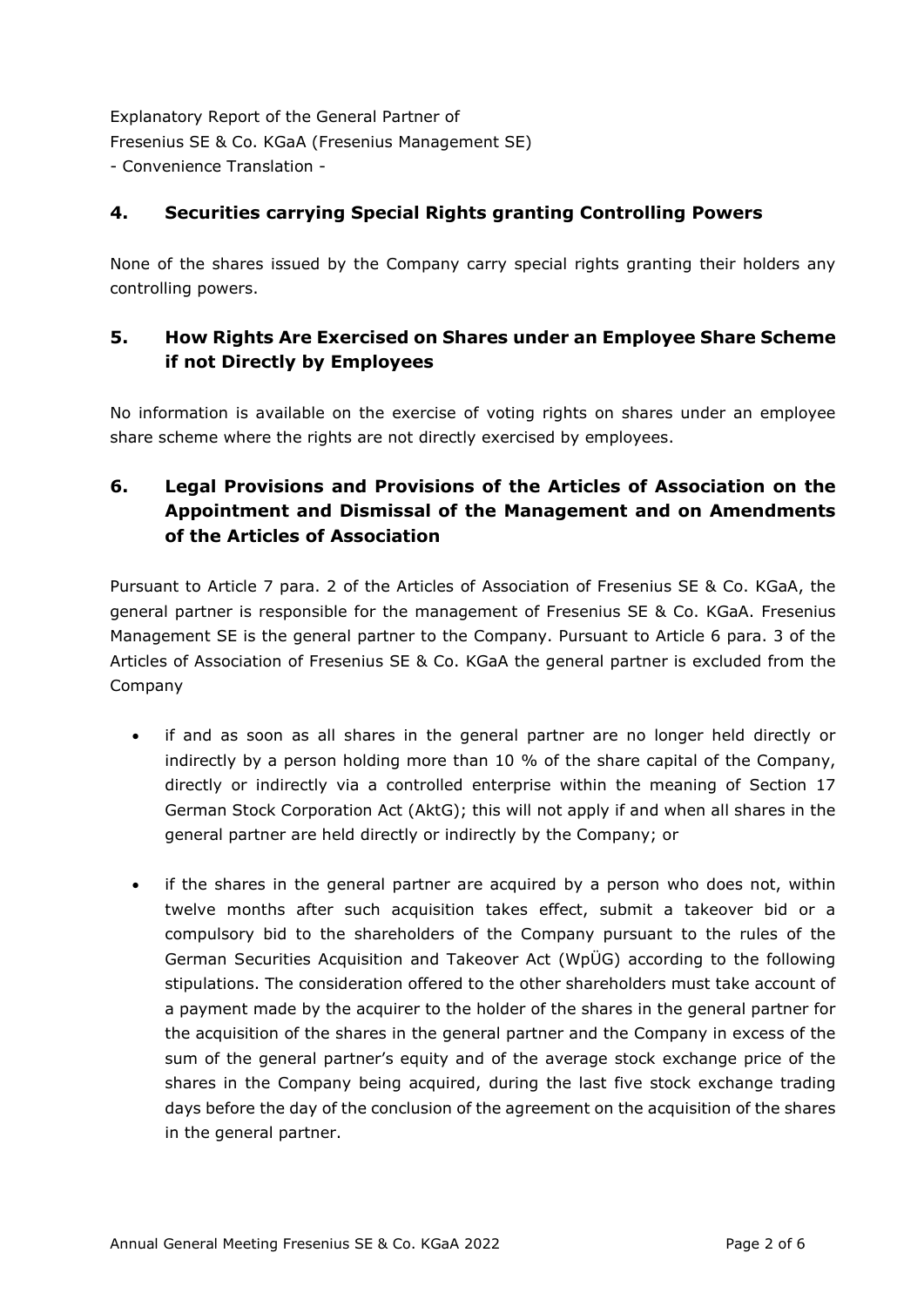## 4. Securities carrying Special Rights granting Controlling Powers

None of the shares issued by the Company carry special rights granting their holders any controlling powers.

## 5. How Rights Are Exercised on Shares under an Employee Share Scheme if not Directly by Employees

No information is available on the exercise of voting rights on shares under an employee share scheme where the rights are not directly exercised by employees.

## 6. Legal Provisions and Provisions of the Articles of Association on the Appointment and Dismissal of the Management and on Amendments of the Articles of Association

Pursuant to Article 7 para. 2 of the Articles of Association of Fresenius SE & Co. KGaA, the general partner is responsible for the management of Fresenius SE & Co. KGaA. Fresenius Management SE is the general partner to the Company. Pursuant to Article 6 para. 3 of the Articles of Association of Fresenius SE & Co. KGaA the general partner is excluded from the Company

- if and as soon as all shares in the general partner are no longer held directly or indirectly by a person holding more than 10 % of the share capital of the Company, directly or indirectly via a controlled enterprise within the meaning of Section 17 German Stock Corporation Act (AktG); this will not apply if and when all shares in the general partner are held directly or indirectly by the Company; or

- if the shares in the general partner are acquired by a person who does not, within twelve months after such acquisition takes effect, submit a takeover bid or a compulsory bid to the shareholders of the Company pursuant to the rules of the German Securities Acquisition and Takeover Act (WpÜG) according to the following stipulations. The consideration offered to the other shareholders must take account of a payment made by the acquirer to the holder of the shares in the general partner for the acquisition of the shares in the general partner and the Company in excess of the sum of the general partner's equity and of the average stock exchange price of the shares in the Company being acquired, during the last five stock exchange trading days before the day of the conclusion of the agreement on the acquisition of the shares in the general partner.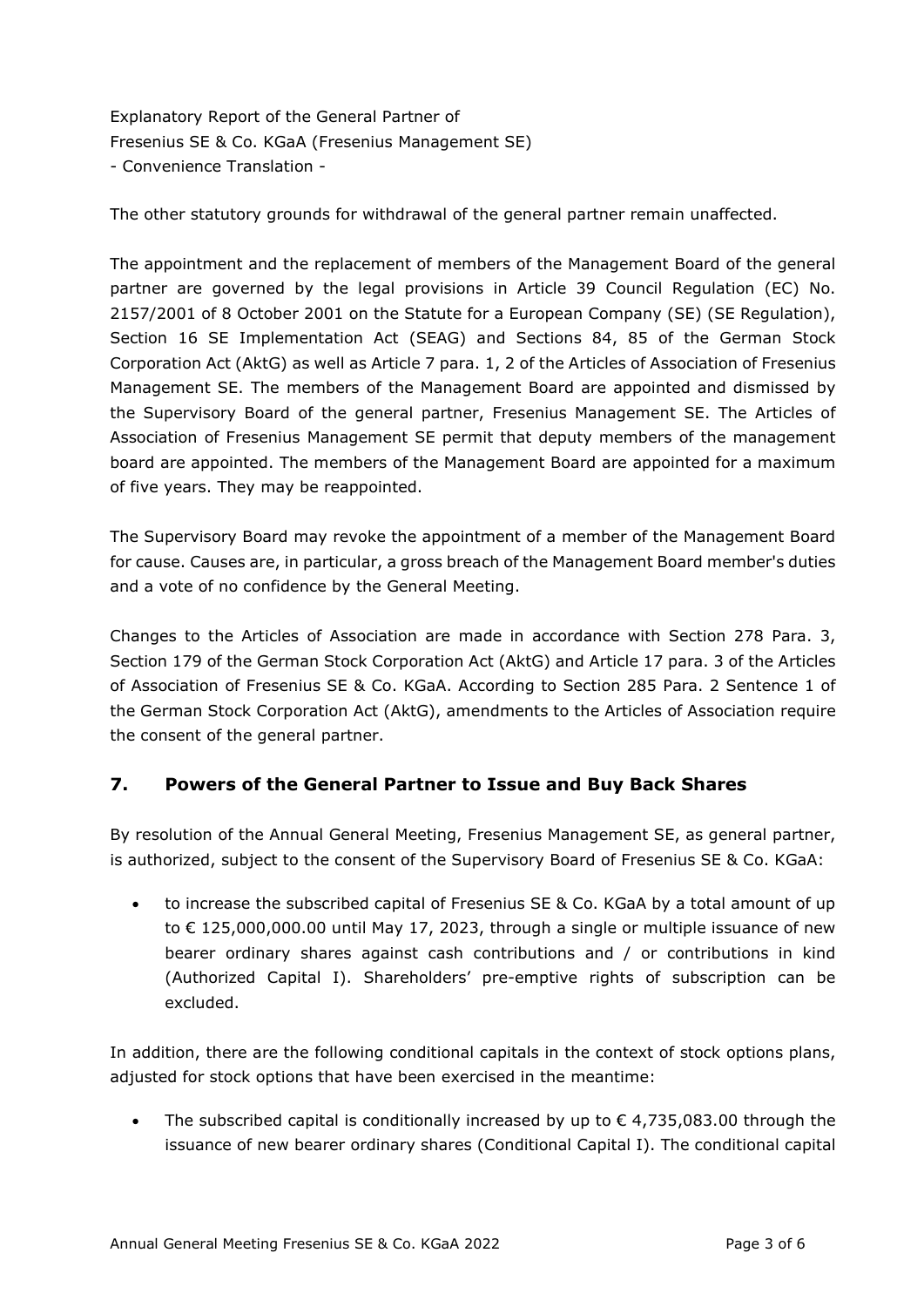The other statutory grounds for withdrawal of the general partner remain unaffected.

The appointment and the replacement of members of the Management Board of the general partner are governed by the legal provisions in Article 39 Council Regulation (EC) No. 2157/2001 of 8 October 2001 on the Statute for a European Company (SE) (SE Regulation), Section 16 SE Implementation Act (SEAG) and Sections 84, 85 of the German Stock Corporation Act (AktG) as well as Article 7 para. 1, 2 of the Articles of Association of Fresenius Management SE. The members of the Management Board are appointed and dismissed by the Supervisory Board of the general partner, Fresenius Management SE. The Articles of Association of Fresenius Management SE permit that deputy members of the management board are appointed. The members of the Management Board are appointed for a maximum of five years. They may be reappointed.

The Supervisory Board may revoke the appointment of a member of the Management Board for cause. Causes are, in particular, a gross breach of the Management Board member's duties and a vote of no confidence by the General Meeting.

Changes to the Articles of Association are made in accordance with Section 278 Para. 3, Section 179 of the German Stock Corporation Act (AktG) and Article 17 para. 3 of the Articles of Association of Fresenius SE & Co. KGaA. According to Section 285 Para. 2 Sentence 1 of the German Stock Corporation Act (AktG), amendments to the Articles of Association require the consent of the general partner.

## 7. Powers of the General Partner to Issue and Buy Back Shares

By resolution of the Annual General Meeting, Fresenius Management SE, as general partner, is authorized, subject to the consent of the Supervisory Board of Fresenius SE & Co. KGaA:

- to increase the subscribed capital of Fresenius SE & Co. KGaA by a total amount of up to € 125,000,000.00 until May 17, 2023, through a single or multiple issuance of new bearer ordinary shares against cash contributions and / or contributions in kind (Authorized Capital I). Shareholders' pre-emptive rights of subscription can be excluded.

In addition, there are the following conditional capitals in the context of stock options plans, adjusted for stock options that have been exercised in the meantime:

- The subscribed capital is conditionally increased by up to € 4,735,083.00 through the issuance of new bearer ordinary shares (Conditional Capital I). The conditional capital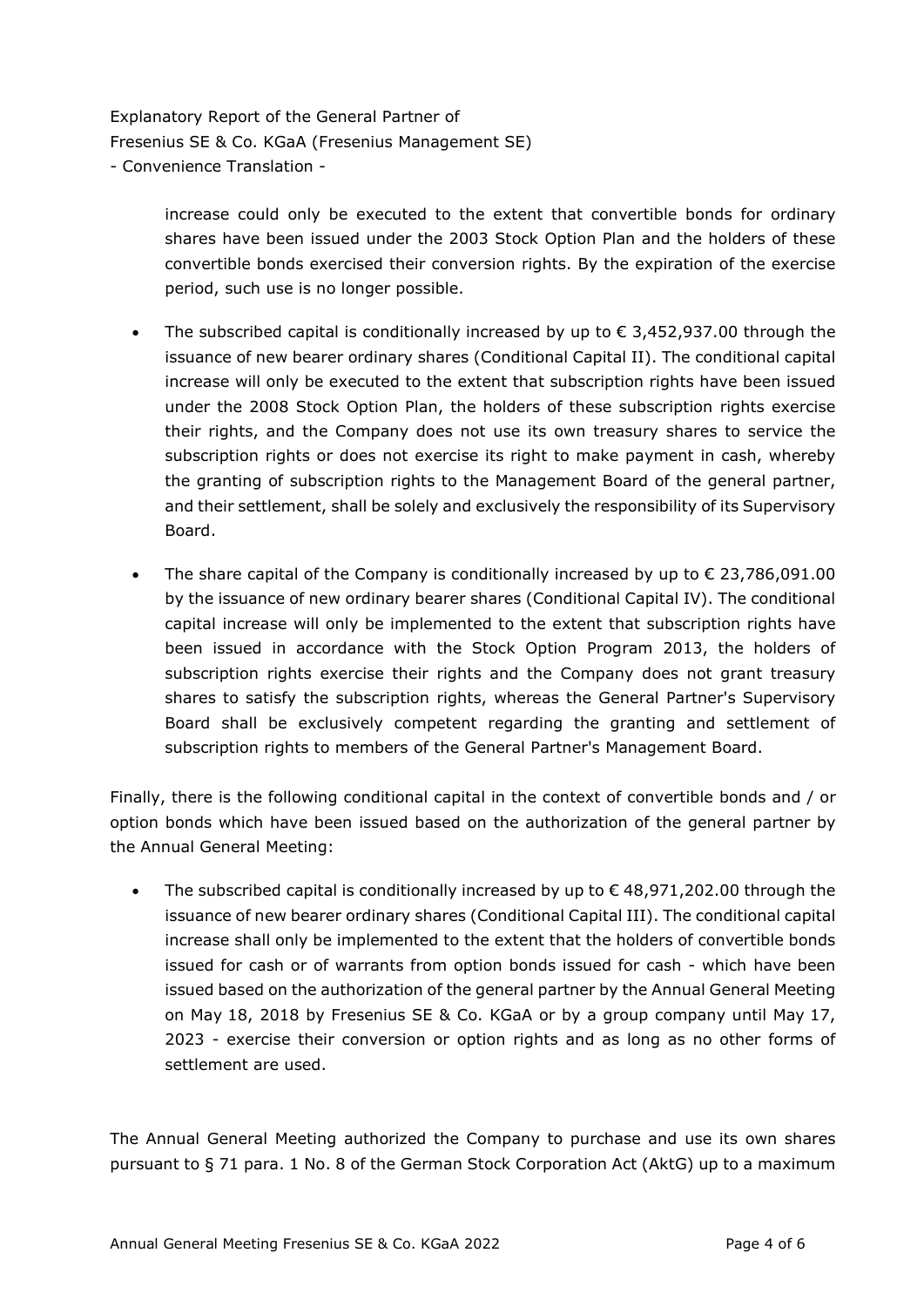increase could only be executed to the extent that convertible bonds for ordinary shares have been issued under the 2003 Stock Option Plan and the holders of these convertible bonds exercised their conversion rights. By the expiration of the exercise period, such use is no longer possible.

- The subscribed capital is conditionally increased by up to € 3,452,937.00 through the issuance of new bearer ordinary shares (Conditional Capital II). The conditional capital increase will only be executed to the extent that subscription rights have been issued under the 2008 Stock Option Plan, the holders of these subscription rights exercise their rights, and the Company does not use its own treasury shares to service the subscription rights or does not exercise its right to make payment in cash, whereby the granting of subscription rights to the Management Board of the general partner, and their settlement, shall be solely and exclusively the responsibility of its Supervisory Board.
- The share capital of the Company is conditionally increased by up to € 23,786,091.00 by the issuance of new ordinary bearer shares (Conditional Capital IV). The conditional capital increase will only be implemented to the extent that subscription rights have been issued in accordance with the Stock Option Program 2013, the holders of subscription rights exercise their rights and the Company does not grant treasury shares to satisfy the subscription rights, whereas the General Partner's Supervisory Board shall be exclusively competent regarding the granting and settlement of subscription rights to members of the General Partner's Management Board.

Finally, there is the following conditional capital in the context of convertible bonds and / or option bonds which have been issued based on the authorization of the general partner by the Annual General Meeting:

- The subscribed capital is conditionally increased by up to € 48,971,202.00 through the issuance of new bearer ordinary shares (Conditional Capital III). The conditional capital increase shall only be implemented to the extent that the holders of convertible bonds issued for cash or of warrants from option bonds issued for cash - which have been issued based on the authorization of the general partner by the Annual General Meeting on May 18, 2018 by Fresenius SE & Co. KGaA or by a group company until May 17, 2023 - exercise their conversion or option rights and as long as no other forms of settlement are used.

The Annual General Meeting authorized the Company to purchase and use its own shares pursuant to § 71 para. 1 No. 8 of the German Stock Corporation Act (AktG) up to a maximum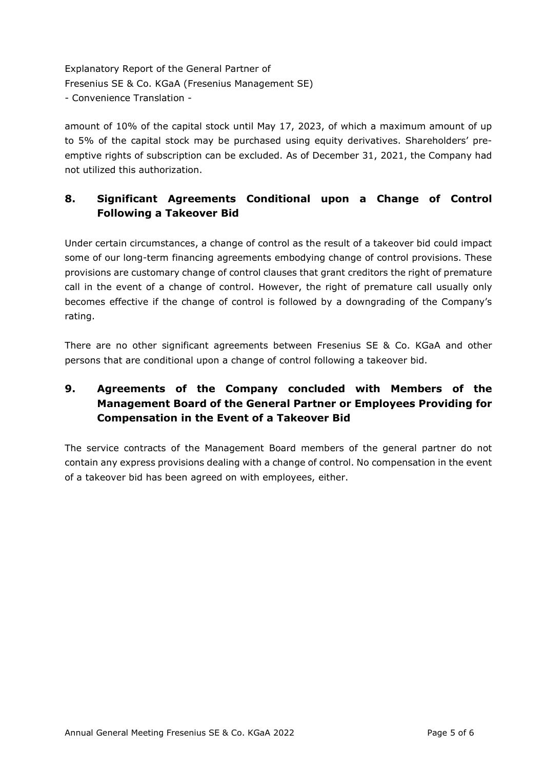amount of 10% of the capital stock until May 17, 2023, of which a maximum amount of up to 5% of the capital stock may be purchased using equity derivatives. Shareholders' pre-emptive rights of subscription can be excluded. As of December 31, 2021, the Company had not utilized this authorization.

## 8. Significant Agreements Conditional upon a Change of Control Following a Takeover Bid

Under certain circumstances, a change of control as the result of a takeover bid could impact some of our long-term financing agreements embodying change of control provisions. These provisions are customary change of control clauses that grant creditors the right of premature call in the event of a change of control. However, the right of premature call usually only becomes effective if the change of control is followed by a downgrading of the Company's rating.

There are no other significant agreements between Fresenius SE & Co. KGaA and other persons that are conditional upon a change of control following a takeover bid.

## 9. Agreements of the Company concluded with Members of the Management Board of the General Partner or Employees Providing for Compensation in the Event of a Takeover Bid

The service contracts of the Management Board members of the general partner do not contain any express provisions dealing with a change of control. No compensation in the event of a takeover bid has been agreed on with employees, either.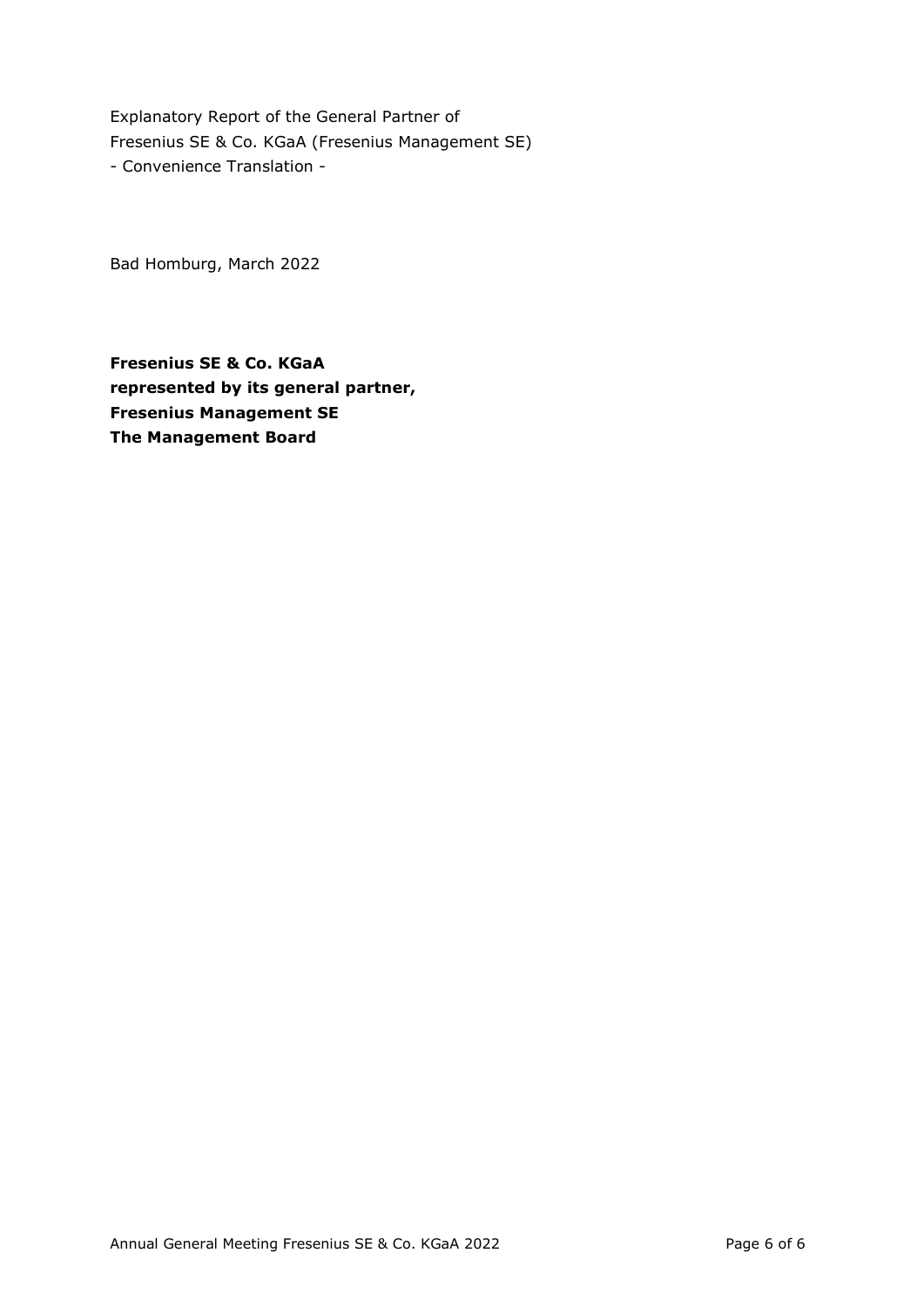Explanatory Report of the General Partner of
Fresenius SE & Co. KGaA (Fresenius Management SE)
- Convenience Translation -

Bad Homburg, March 2022

**Fresenius SE & Co. KGaA**
**represented by its general partner,**
**Fresenius Management SE**
**The Management Board**